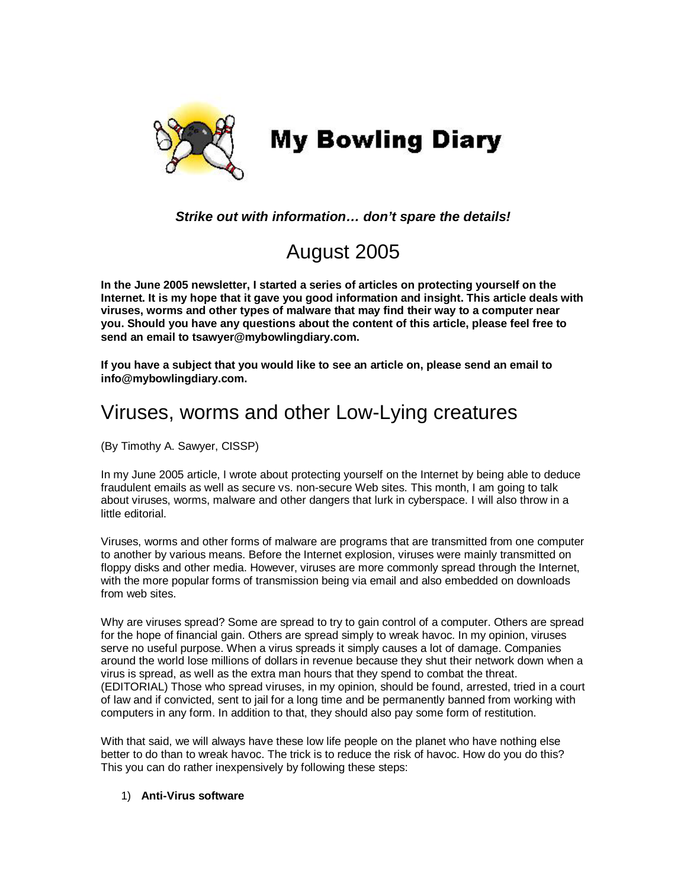# My Bowling Diary

***Strike out with information… don't spare the details!***

## August 2005

**In the June 2005 newsletter, I started a series of articles on protecting yourself on the Internet. It is my hope that it gave you good information and insight. This article deals with viruses, worms and other types of malware that may find their way to a computer near you. Should you have any questions about the content of this article, please feel free to send an email to tsawyer@mybowlingdiary.com.**

**If you have a subject that you would like to see an article on, please send an email to info@mybowlingdiary.com.**

## Viruses, worms and other Low-Lying creatures

(By Timothy A. Sawyer, CISSP)

In my June 2005 article, I wrote about protecting yourself on the Internet by being able to deduce fraudulent emails as well as secure vs. non-secure Web sites. This month, I am going to talk about viruses, worms, malware and other dangers that lurk in cyberspace. I will also throw in a little editorial.

Viruses, worms and other forms of malware are programs that are transmitted from one computer to another by various means. Before the Internet explosion, viruses were mainly transmitted on floppy disks and other media. However, viruses are more commonly spread through the Internet, with the more popular forms of transmission being via email and also embedded on downloads from web sites.

Why are viruses spread? Some are spread to try to gain control of a computer. Others are spread for the hope of financial gain. Others are spread simply to wreak havoc. In my opinion, viruses serve no useful purpose. When a virus spreads it simply causes a lot of damage. Companies around the world lose millions of dollars in revenue because they shut their network down when a virus is spread, as well as the extra man hours that they spend to combat the threat. (EDITORIAL) Those who spread viruses, in my opinion, should be found, arrested, tried in a court of law and if convicted, sent to jail for a long time and be permanently banned from working with computers in any form. In addition to that, they should also pay some form of restitution.

With that said, we will always have these low life people on the planet who have nothing else better to do than to wreak havoc. The trick is to reduce the risk of havoc. How do you do this? This you can do rather inexpensively by following these steps:

1) **Anti-Virus software**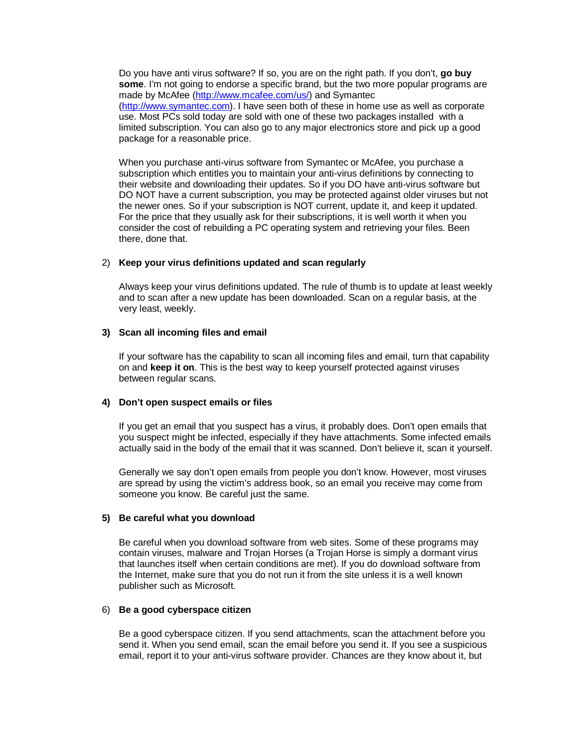Do you have anti virus software? If so, you are on the right path. If you don't, **go buy some**. I'm not going to endorse a specific brand, but the two more popular programs are made by McAfee (http://www.mcafee.com/us/) and Symantec (http://www.symantec.com). I have seen both of these in home use as well as corporate use. Most PCs sold today are sold with one of these two packages installed with a limited subscription. You can also go to any major electronics store and pick up a good package for a reasonable price.

When you purchase anti-virus software from Symantec or McAfee, you purchase a subscription which entitles you to maintain your anti-virus definitions by connecting to their website and downloading their updates. So if you DO have anti-virus software but DO NOT have a current subscription, you may be protected against older viruses but not the newer ones. So if your subscription is NOT current, update it, and keep it updated. For the price that they usually ask for their subscriptions, it is well worth it when you consider the cost of rebuilding a PC operating system and retrieving your files. Been there, done that.

2) **Keep your virus definitions updated and scan regularly**

Always keep your virus definitions updated. The rule of thumb is to update at least weekly and to scan after a new update has been downloaded. Scan on a regular basis, at the very least, weekly.

**3) Scan all incoming files and email**

If your software has the capability to scan all incoming files and email, turn that capability on and **keep it on**. This is the best way to keep yourself protected against viruses between regular scans.

**4) Don't open suspect emails or files**

If you get an email that you suspect has a virus, it probably does. Don't open emails that you suspect might be infected, especially if they have attachments. Some infected emails actually said in the body of the email that it was scanned. Don't believe it, scan it yourself.

Generally we say don't open emails from people you don't know. However, most viruses are spread by using the victim's address book, so an email you receive may come from someone you know. Be careful just the same.

**5) Be careful what you download**

Be careful when you download software from web sites. Some of these programs may contain viruses, malware and Trojan Horses (a Trojan Horse is simply a dormant virus that launches itself when certain conditions are met). If you do download software from the Internet, make sure that you do not run it from the site unless it is a well known publisher such as Microsoft.

6) **Be a good cyberspace citizen**

Be a good cyberspace citizen. If you send attachments, scan the attachment before you send it. When you send email, scan the email before you send it. If you see a suspicious email, report it to your anti-virus software provider. Chances are they know about it, but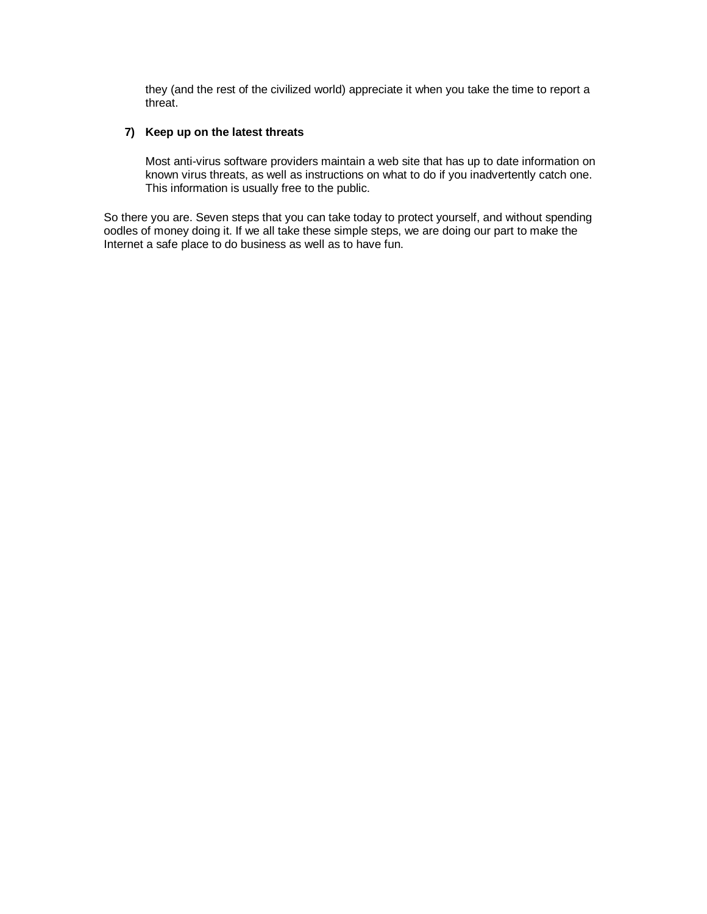they (and the rest of the civilized world) appreciate it when you take the time to report a threat.

7) **Keep up on the latest threats**

Most anti-virus software providers maintain a web site that has up to date information on known virus threats, as well as instructions on what to do if you inadvertently catch one. This information is usually free to the public.

So there you are. Seven steps that you can take today to protect yourself, and without spending oodles of money doing it. If we all take these simple steps, we are doing our part to make the Internet a safe place to do business as well as to have fun.